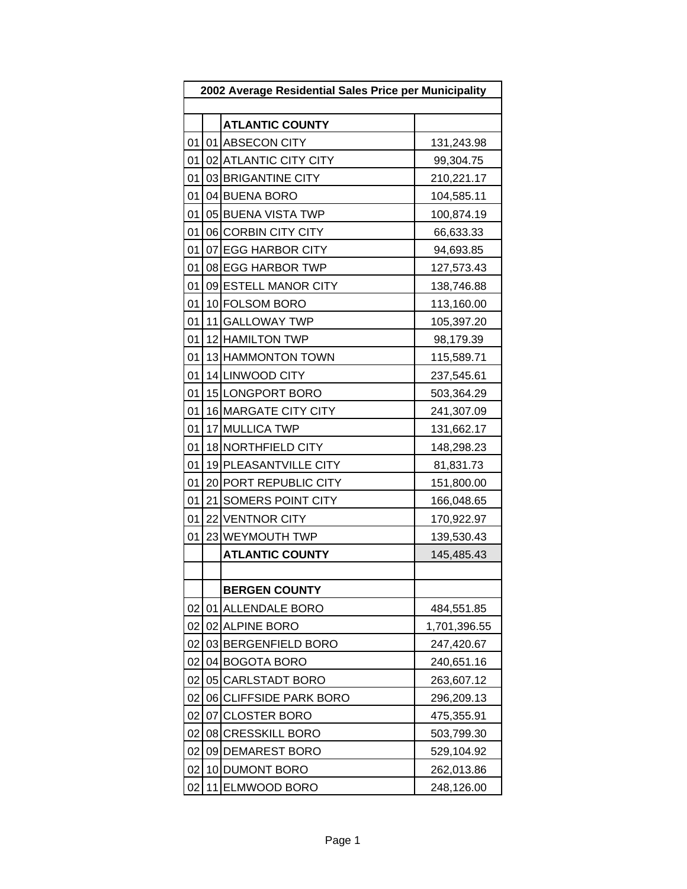| 2002 Average Residential Sales Price per Municipality | | | |
|---|---|---|---|
| | | | |
| | | **ATLANTIC COUNTY** | |
| 01 | 01 | ABSECON CITY | 131,243.98 |
| 01 | 02 | ATLANTIC CITY CITY | 99,304.75 |
| 01 | 03 | BRIGANTINE CITY | 210,221.17 |
| 01 | 04 | BUENA BORO | 104,585.11 |
| 01 | 05 | BUENA VISTA TWP | 100,874.19 |
| 01 | 06 | CORBIN CITY CITY | 66,633.33 |
| 01 | 07 | EGG HARBOR CITY | 94,693.85 |
| 01 | 08 | EGG HARBOR TWP | 127,573.43 |
| 01 | 09 | ESTELL MANOR CITY | 138,746.88 |
| 01 | 10 | FOLSOM BORO | 113,160.00 |
| 01 | 11 | GALLOWAY TWP | 105,397.20 |
| 01 | 12 | HAMILTON TWP | 98,179.39 |
| 01 | 13 | HAMMONTON TOWN | 115,589.71 |
| 01 | 14 | LINWOOD CITY | 237,545.61 |
| 01 | 15 | LONGPORT BORO | 503,364.29 |
| 01 | 16 | MARGATE CITY CITY | 241,307.09 |
| 01 | 17 | MULLICA TWP | 131,662.17 |
| 01 | 18 | NORTHFIELD CITY | 148,298.23 |
| 01 | 19 | PLEASANTVILLE CITY | 81,831.73 |
| 01 | 20 | PORT REPUBLIC CITY | 151,800.00 |
| 01 | 21 | SOMERS POINT CITY | 166,048.65 |
| 01 | 22 | VENTNOR CITY | 170,922.97 |
| 01 | 23 | WEYMOUTH TWP | 139,530.43 |
| | | **ATLANTIC COUNTY** | 145,485.43 |
| | | | |
| | | **BERGEN COUNTY** | |
| 02 | 01 | ALLENDALE BORO | 484,551.85 |
| 02 | 02 | ALPINE BORO | 1,701,396.55 |
| 02 | 03 | BERGENFIELD BORO | 247,420.67 |
| 02 | 04 | BOGOTA BORO | 240,651.16 |
| 02 | 05 | CARLSTADT BORO | 263,607.12 |
| 02 | 06 | CLIFFSIDE PARK BORO | 296,209.13 |
| 02 | 07 | CLOSTER BORO | 475,355.91 |
| 02 | 08 | CRESSKILL BORO | 503,799.30 |
| 02 | 09 | DEMAREST BORO | 529,104.92 |
| 02 | 10 | DUMONT BORO | 262,013.86 |
| 02 | 11 | ELMWOOD BORO | 248,126.00 |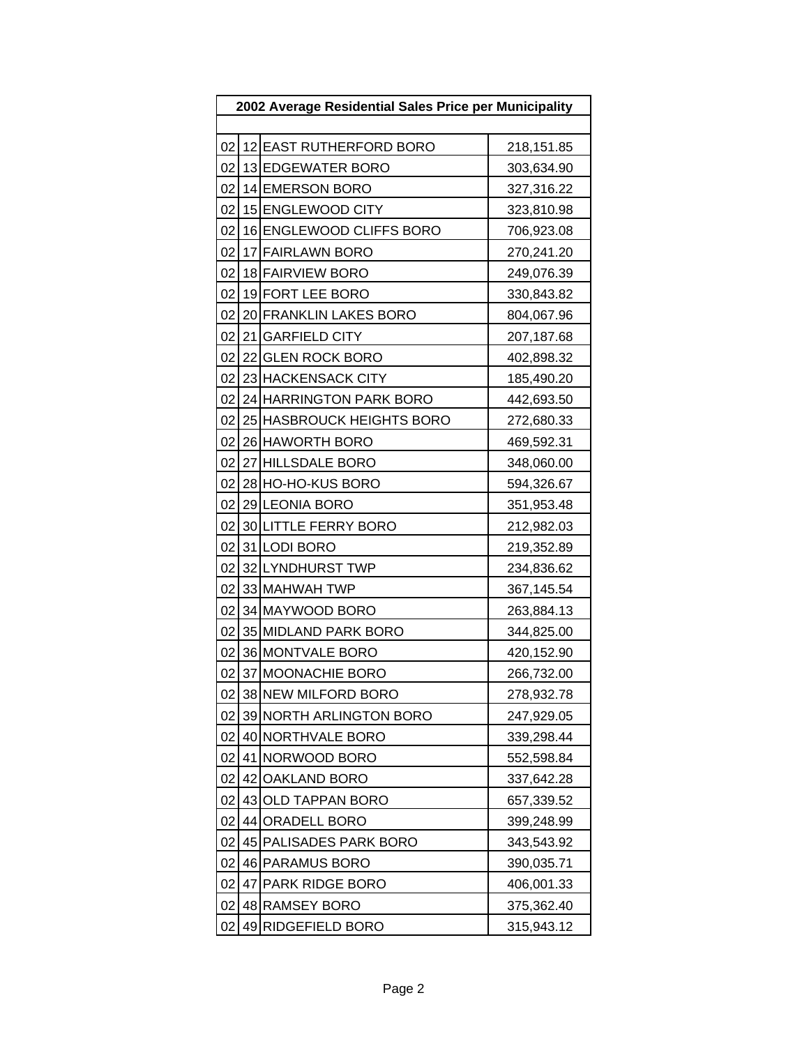| 2002 Average Residential Sales Price per Municipality | | | |
|---|---|---|---|
| | | | |
| 02 | 12 | EAST RUTHERFORD BORO | 218,151.85 |
| 02 | 13 | EDGEWATER BORO | 303,634.90 |
| 02 | 14 | EMERSON BORO | 327,316.22 |
| 02 | 15 | ENGLEWOOD CITY | 323,810.98 |
| 02 | 16 | ENGLEWOOD CLIFFS BORO | 706,923.08 |
| 02 | 17 | FAIRLAWN BORO | 270,241.20 |
| 02 | 18 | FAIRVIEW BORO | 249,076.39 |
| 02 | 19 | FORT LEE BORO | 330,843.82 |
| 02 | 20 | FRANKLIN LAKES BORO | 804,067.96 |
| 02 | 21 | GARFIELD CITY | 207,187.68 |
| 02 | 22 | GLEN ROCK BORO | 402,898.32 |
| 02 | 23 | HACKENSACK CITY | 185,490.20 |
| 02 | 24 | HARRINGTON PARK BORO | 442,693.50 |
| 02 | 25 | HASBROUCK HEIGHTS BORO | 272,680.33 |
| 02 | 26 | HAWORTH BORO | 469,592.31 |
| 02 | 27 | HILLSDALE BORO | 348,060.00 |
| 02 | 28 | HO-HO-KUS BORO | 594,326.67 |
| 02 | 29 | LEONIA BORO | 351,953.48 |
| 02 | 30 | LITTLE FERRY BORO | 212,982.03 |
| 02 | 31 | LODI BORO | 219,352.89 |
| 02 | 32 | LYNDHURST TWP | 234,836.62 |
| 02 | 33 | MAHWAH TWP | 367,145.54 |
| 02 | 34 | MAYWOOD BORO | 263,884.13 |
| 02 | 35 | MIDLAND PARK BORO | 344,825.00 |
| 02 | 36 | MONTVALE BORO | 420,152.90 |
| 02 | 37 | MOONACHIE BORO | 266,732.00 |
| 02 | 38 | NEW MILFORD BORO | 278,932.78 |
| 02 | 39 | NORTH ARLINGTON BORO | 247,929.05 |
| 02 | 40 | NORTHVALE BORO | 339,298.44 |
| 02 | 41 | NORWOOD BORO | 552,598.84 |
| 02 | 42 | OAKLAND BORO | 337,642.28 |
| 02 | 43 | OLD TAPPAN BORO | 657,339.52 |
| 02 | 44 | ORADELL BORO | 399,248.99 |
| 02 | 45 | PALISADES PARK BORO | 343,543.92 |
| 02 | 46 | PARAMUS BORO | 390,035.71 |
| 02 | 47 | PARK RIDGE BORO | 406,001.33 |
| 02 | 48 | RAMSEY BORO | 375,362.40 |
| 02 | 49 | RIDGEFIELD BORO | 315,943.12 |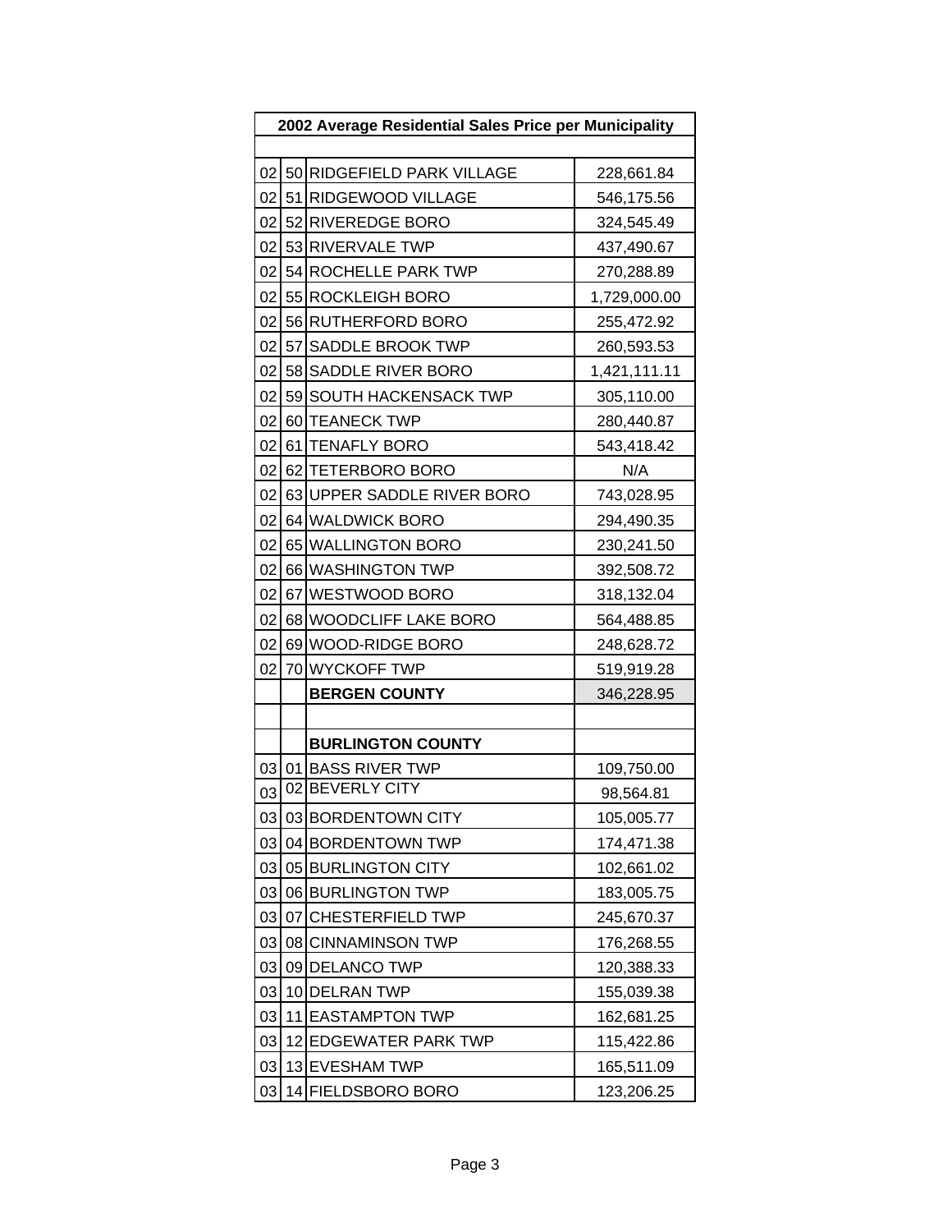| 2002 Average Residential Sales Price per Municipality | | | |
|---|---|---|---|
| | | | |
| 02 | 50 | RIDGEFIELD PARK VILLAGE | 228,661.84 |
| 02 | 51 | RIDGEWOOD VILLAGE | 546,175.56 |
| 02 | 52 | RIVEREDGE BORO | 324,545.49 |
| 02 | 53 | RIVERVALE TWP | 437,490.67 |
| 02 | 54 | ROCHELLE PARK TWP | 270,288.89 |
| 02 | 55 | ROCKLEIGH BORO | 1,729,000.00 |
| 02 | 56 | RUTHERFORD BORO | 255,472.92 |
| 02 | 57 | SADDLE BROOK TWP | 260,593.53 |
| 02 | 58 | SADDLE RIVER BORO | 1,421,111.11 |
| 02 | 59 | SOUTH HACKENSACK TWP | 305,110.00 |
| 02 | 60 | TEANECK TWP | 280,440.87 |
| 02 | 61 | TENAFLY BORO | 543,418.42 |
| 02 | 62 | TETERBORO BORO | N/A |
| 02 | 63 | UPPER SADDLE RIVER BORO | 743,028.95 |
| 02 | 64 | WALDWICK BORO | 294,490.35 |
| 02 | 65 | WALLINGTON BORO | 230,241.50 |
| 02 | 66 | WASHINGTON TWP | 392,508.72 |
| 02 | 67 | WESTWOOD BORO | 318,132.04 |
| 02 | 68 | WOODCLIFF LAKE BORO | 564,488.85 |
| 02 | 69 | WOOD-RIDGE BORO | 248,628.72 |
| 02 | 70 | WYCKOFF TWP | 519,919.28 |
| | | **BERGEN COUNTY** | 346,228.95 |
| | | | |
| | | **BURLINGTON COUNTY** | |
| 03 | 01 | BASS RIVER TWP | 109,750.00 |
| 03 | 02 | BEVERLY CITY | 98,564.81 |
| 03 | 03 | BORDENTOWN CITY | 105,005.77 |
| 03 | 04 | BORDENTOWN TWP | 174,471.38 |
| 03 | 05 | BURLINGTON CITY | 102,661.02 |
| 03 | 06 | BURLINGTON TWP | 183,005.75 |
| 03 | 07 | CHESTERFIELD TWP | 245,670.37 |
| 03 | 08 | CINNAMINSON TWP | 176,268.55 |
| 03 | 09 | DELANCO TWP | 120,388.33 |
| 03 | 10 | DELRAN TWP | 155,039.38 |
| 03 | 11 | EASTAMPTON TWP | 162,681.25 |
| 03 | 12 | EDGEWATER PARK TWP | 115,422.86 |
| 03 | 13 | EVESHAM TWP | 165,511.09 |
| 03 | 14 | FIELDSBORO BORO | 123,206.25 |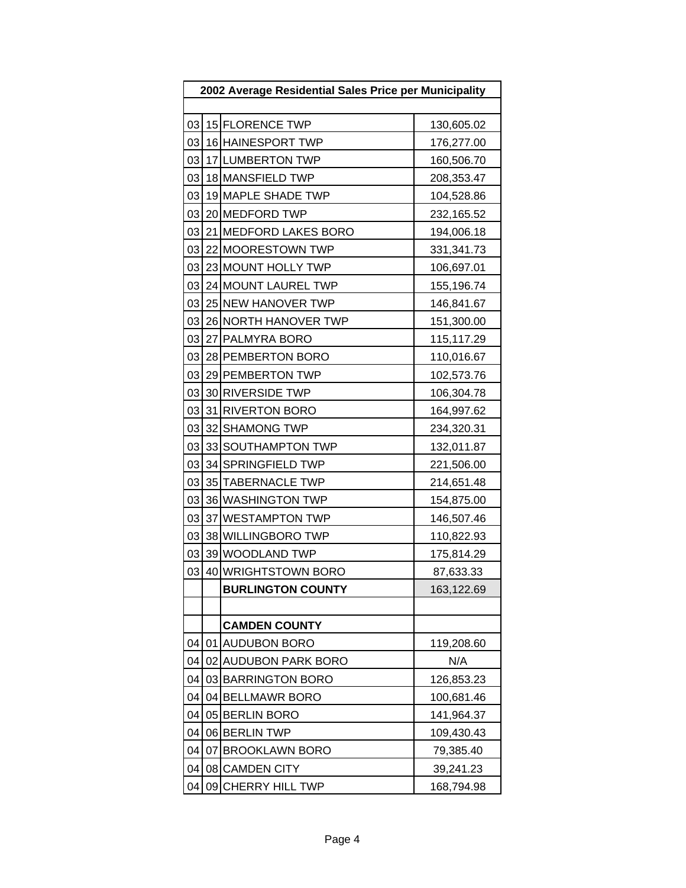| 2002 Average Residential Sales Price per Municipality | | | |
|---|---|---|---|
| | | | |
| 03 | 15 | FLORENCE TWP | 130,605.02 |
| 03 | 16 | HAINESPORT TWP | 176,277.00 |
| 03 | 17 | LUMBERTON TWP | 160,506.70 |
| 03 | 18 | MANSFIELD TWP | 208,353.47 |
| 03 | 19 | MAPLE SHADE TWP | 104,528.86 |
| 03 | 20 | MEDFORD TWP | 232,165.52 |
| 03 | 21 | MEDFORD LAKES BORO | 194,006.18 |
| 03 | 22 | MOORESTOWN TWP | 331,341.73 |
| 03 | 23 | MOUNT HOLLY TWP | 106,697.01 |
| 03 | 24 | MOUNT LAUREL TWP | 155,196.74 |
| 03 | 25 | NEW HANOVER TWP | 146,841.67 |
| 03 | 26 | NORTH HANOVER TWP | 151,300.00 |
| 03 | 27 | PALMYRA BORO | 115,117.29 |
| 03 | 28 | PEMBERTON BORO | 110,016.67 |
| 03 | 29 | PEMBERTON TWP | 102,573.76 |
| 03 | 30 | RIVERSIDE TWP | 106,304.78 |
| 03 | 31 | RIVERTON BORO | 164,997.62 |
| 03 | 32 | SHAMONG TWP | 234,320.31 |
| 03 | 33 | SOUTHAMPTON TWP | 132,011.87 |
| 03 | 34 | SPRINGFIELD TWP | 221,506.00 |
| 03 | 35 | TABERNACLE TWP | 214,651.48 |
| 03 | 36 | WASHINGTON TWP | 154,875.00 |
| 03 | 37 | WESTAMPTON TWP | 146,507.46 |
| 03 | 38 | WILLINGBORO TWP | 110,822.93 |
| 03 | 39 | WOODLAND TWP | 175,814.29 |
| 03 | 40 | WRIGHTSTOWN BORO | 87,633.33 |
| | | **BURLINGTON COUNTY** | 163,122.69 |
| | | | |
| | | **CAMDEN COUNTY** | |
| 04 | 01 | AUDUBON BORO | 119,208.60 |
| 04 | 02 | AUDUBON PARK BORO | N/A |
| 04 | 03 | BARRINGTON BORO | 126,853.23 |
| 04 | 04 | BELLMAWR BORO | 100,681.46 |
| 04 | 05 | BERLIN BORO | 141,964.37 |
| 04 | 06 | BERLIN TWP | 109,430.43 |
| 04 | 07 | BROOKLAWN BORO | 79,385.40 |
| 04 | 08 | CAMDEN CITY | 39,241.23 |
| 04 | 09 | CHERRY HILL TWP | 168,794.98 |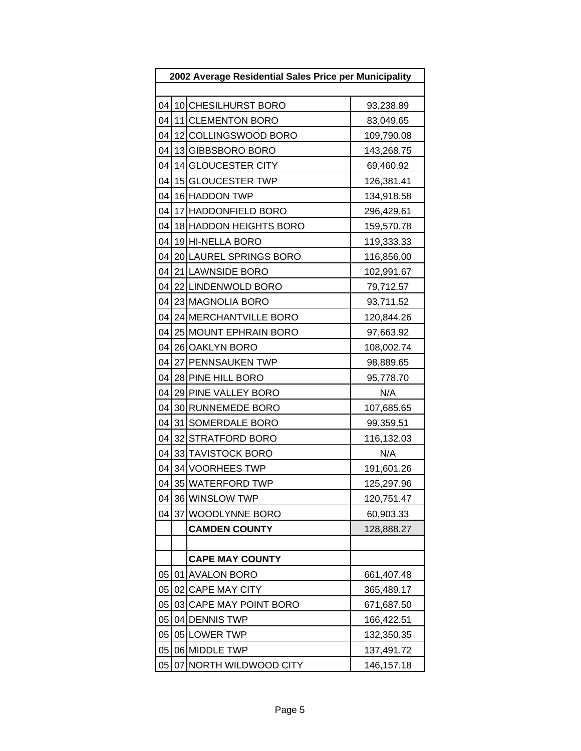| 2002 Average Residential Sales Price per Municipality | | | |
|---|---|---|---|
| | | | |
| 04 | 10 | CHESILHURST BORO | 93,238.89 |
| 04 | 11 | CLEMENTON BORO | 83,049.65 |
| 04 | 12 | COLLINGSWOOD BORO | 109,790.08 |
| 04 | 13 | GIBBSBORO BORO | 143,268.75 |
| 04 | 14 | GLOUCESTER CITY | 69,460.92 |
| 04 | 15 | GLOUCESTER TWP | 126,381.41 |
| 04 | 16 | HADDON TWP | 134,918.58 |
| 04 | 17 | HADDONFIELD BORO | 296,429.61 |
| 04 | 18 | HADDON HEIGHTS BORO | 159,570.78 |
| 04 | 19 | HI-NELLA BORO | 119,333.33 |
| 04 | 20 | LAUREL SPRINGS BORO | 116,856.00 |
| 04 | 21 | LAWNSIDE BORO | 102,991.67 |
| 04 | 22 | LINDENWOLD BORO | 79,712.57 |
| 04 | 23 | MAGNOLIA BORO | 93,711.52 |
| 04 | 24 | MERCHANTVILLE BORO | 120,844.26 |
| 04 | 25 | MOUNT EPHRAIN BORO | 97,663.92 |
| 04 | 26 | OAKLYN BORO | 108,002.74 |
| 04 | 27 | PENNSAUKEN TWP | 98,889.65 |
| 04 | 28 | PINE HILL BORO | 95,778.70 |
| 04 | 29 | PINE VALLEY BORO | N/A |
| 04 | 30 | RUNNEMEDE BORO | 107,685.65 |
| 04 | 31 | SOMERDALE BORO | 99,359.51 |
| 04 | 32 | STRATFORD BORO | 116,132.03 |
| 04 | 33 | TAVISTOCK BORO | N/A |
| 04 | 34 | VOORHEES TWP | 191,601.26 |
| 04 | 35 | WATERFORD TWP | 125,297.96 |
| 04 | 36 | WINSLOW TWP | 120,751.47 |
| 04 | 37 | WOODLYNNE BORO | 60,903.33 |
| | | **CAMDEN COUNTY** | 128,888.27 |
| | | | |
| | | **CAPE MAY COUNTY** | |
| 05 | 01 | AVALON BORO | 661,407.48 |
| 05 | 02 | CAPE MAY CITY | 365,489.17 |
| 05 | 03 | CAPE MAY POINT BORO | 671,687.50 |
| 05 | 04 | DENNIS TWP | 166,422.51 |
| 05 | 05 | LOWER TWP | 132,350.35 |
| 05 | 06 | MIDDLE TWP | 137,491.72 |
| 05 | 07 | NORTH WILDWOOD CITY | 146,157.18 |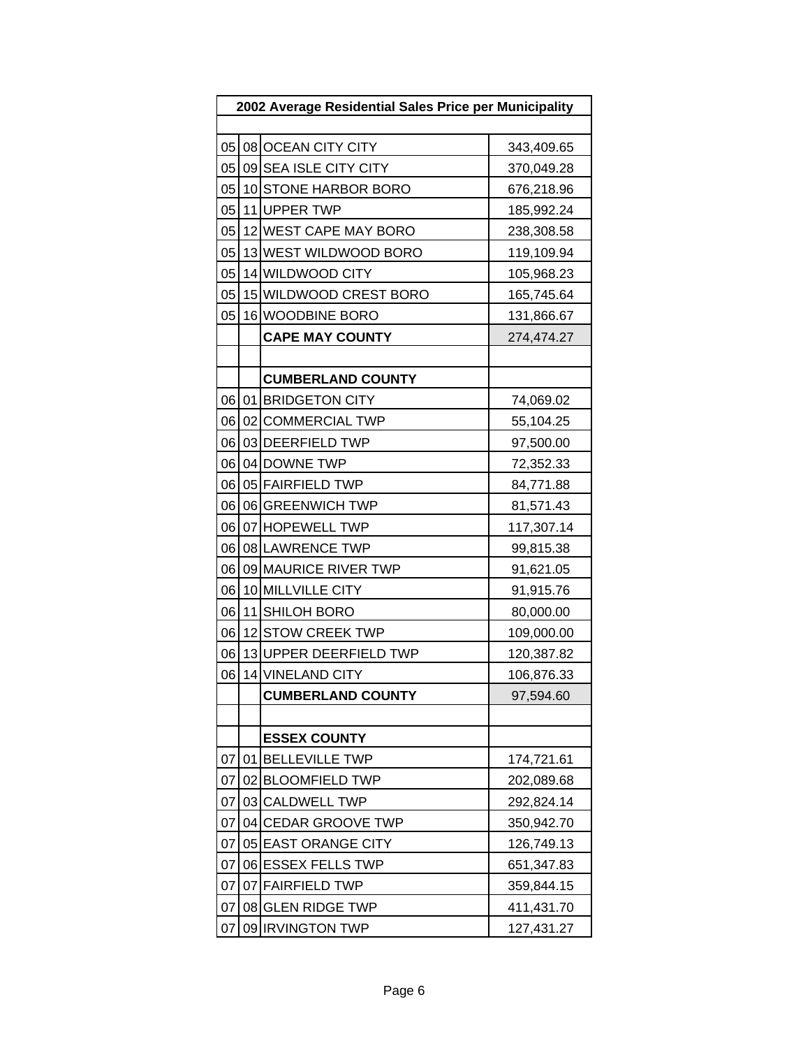| 2002 Average Residential Sales Price per Municipality | | | |
|---|---|---|---|
| | | | |
| 05 | 08 | OCEAN CITY CITY | 343,409.65 |
| 05 | 09 | SEA ISLE CITY CITY | 370,049.28 |
| 05 | 10 | STONE HARBOR BORO | 676,218.96 |
| 05 | 11 | UPPER TWP | 185,992.24 |
| 05 | 12 | WEST CAPE MAY BORO | 238,308.58 |
| 05 | 13 | WEST WILDWOOD BORO | 119,109.94 |
| 05 | 14 | WILDWOOD CITY | 105,968.23 |
| 05 | 15 | WILDWOOD CREST BORO | 165,745.64 |
| 05 | 16 | WOODBINE BORO | 131,866.67 |
| | | **CAPE MAY COUNTY** | 274,474.27 |
| | | | |
| | | **CUMBERLAND COUNTY** | |
| 06 | 01 | BRIDGETON CITY | 74,069.02 |
| 06 | 02 | COMMERCIAL TWP | 55,104.25 |
| 06 | 03 | DEERFIELD TWP | 97,500.00 |
| 06 | 04 | DOWNE TWP | 72,352.33 |
| 06 | 05 | FAIRFIELD TWP | 84,771.88 |
| 06 | 06 | GREENWICH TWP | 81,571.43 |
| 06 | 07 | HOPEWELL TWP | 117,307.14 |
| 06 | 08 | LAWRENCE TWP | 99,815.38 |
| 06 | 09 | MAURICE RIVER TWP | 91,621.05 |
| 06 | 10 | MILLVILLE CITY | 91,915.76 |
| 06 | 11 | SHILOH BORO | 80,000.00 |
| 06 | 12 | STOW CREEK TWP | 109,000.00 |
| 06 | 13 | UPPER DEERFIELD TWP | 120,387.82 |
| 06 | 14 | VINELAND CITY | 106,876.33 |
| | | **CUMBERLAND COUNTY** | 97,594.60 |
| | | | |
| | | **ESSEX COUNTY** | |
| 07 | 01 | BELLEVILLE TWP | 174,721.61 |
| 07 | 02 | BLOOMFIELD TWP | 202,089.68 |
| 07 | 03 | CALDWELL TWP | 292,824.14 |
| 07 | 04 | CEDAR GROOVE TWP | 350,942.70 |
| 07 | 05 | EAST ORANGE CITY | 126,749.13 |
| 07 | 06 | ESSEX FELLS TWP | 651,347.83 |
| 07 | 07 | FAIRFIELD TWP | 359,844.15 |
| 07 | 08 | GLEN RIDGE TWP | 411,431.70 |
| 07 | 09 | IRVINGTON TWP | 127,431.27 |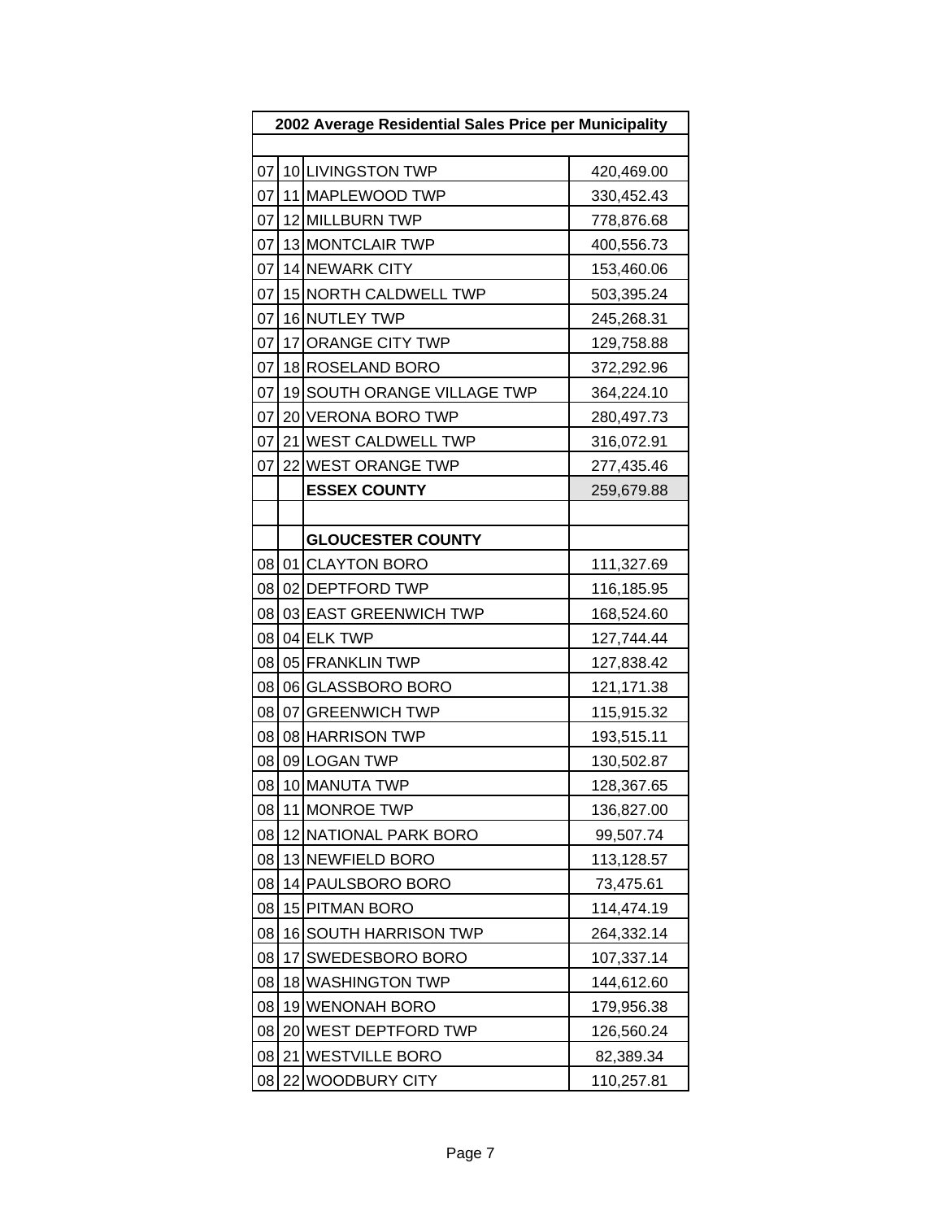| 2002 Average Residential Sales Price per Municipality | | | |
|---|---|---|---|
| | | | |
| 07 | 10 | LIVINGSTON TWP | 420,469.00 |
| 07 | 11 | MAPLEWOOD TWP | 330,452.43 |
| 07 | 12 | MILLBURN TWP | 778,876.68 |
| 07 | 13 | MONTCLAIR TWP | 400,556.73 |
| 07 | 14 | NEWARK CITY | 153,460.06 |
| 07 | 15 | NORTH CALDWELL TWP | 503,395.24 |
| 07 | 16 | NUTLEY TWP | 245,268.31 |
| 07 | 17 | ORANGE CITY TWP | 129,758.88 |
| 07 | 18 | ROSELAND BORO | 372,292.96 |
| 07 | 19 | SOUTH ORANGE VILLAGE TWP | 364,224.10 |
| 07 | 20 | VERONA BORO TWP | 280,497.73 |
| 07 | 21 | WEST CALDWELL TWP | 316,072.91 |
| 07 | 22 | WEST ORANGE TWP | 277,435.46 |
| | | **ESSEX COUNTY** | 259,679.88 |
| | | | |
| | | **GLOUCESTER COUNTY** | |
| 08 | 01 | CLAYTON BORO | 111,327.69 |
| 08 | 02 | DEPTFORD TWP | 116,185.95 |
| 08 | 03 | EAST GREENWICH TWP | 168,524.60 |
| 08 | 04 | ELK TWP | 127,744.44 |
| 08 | 05 | FRANKLIN TWP | 127,838.42 |
| 08 | 06 | GLASSBORO BORO | 121,171.38 |
| 08 | 07 | GREENWICH TWP | 115,915.32 |
| 08 | 08 | HARRISON TWP | 193,515.11 |
| 08 | 09 | LOGAN TWP | 130,502.87 |
| 08 | 10 | MANUTA TWP | 128,367.65 |
| 08 | 11 | MONROE TWP | 136,827.00 |
| 08 | 12 | NATIONAL PARK BORO | 99,507.74 |
| 08 | 13 | NEWFIELD BORO | 113,128.57 |
| 08 | 14 | PAULSBORO BORO | 73,475.61 |
| 08 | 15 | PITMAN BORO | 114,474.19 |
| 08 | 16 | SOUTH HARRISON TWP | 264,332.14 |
| 08 | 17 | SWEDESBORO BORO | 107,337.14 |
| 08 | 18 | WASHINGTON TWP | 144,612.60 |
| 08 | 19 | WENONAH BORO | 179,956.38 |
| 08 | 20 | WEST DEPTFORD TWP | 126,560.24 |
| 08 | 21 | WESTVILLE BORO | 82,389.34 |
| 08 | 22 | WOODBURY CITY | 110,257.81 |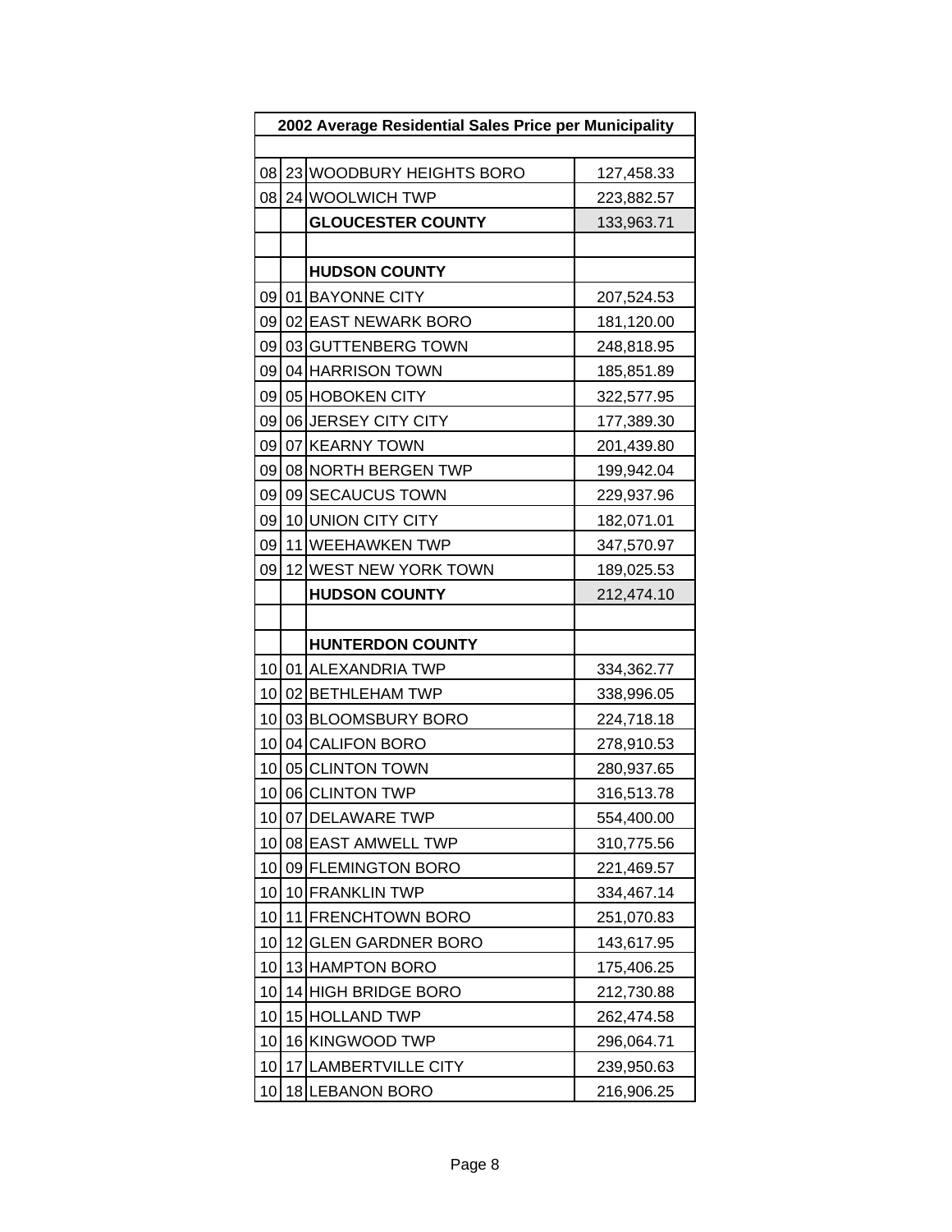| 2002 Average Residential Sales Price per Municipality | | | |
|---|---|---|---|
| | | | |
| 08 | 23 | WOODBURY HEIGHTS BORO | 127,458.33 |
| 08 | 24 | WOOLWICH TWP | 223,882.57 |
| | | **GLOUCESTER COUNTY** | 133,963.71 |
| | | | |
| | | **HUDSON COUNTY** | |
| 09 | 01 | BAYONNE CITY | 207,524.53 |
| 09 | 02 | EAST NEWARK BORO | 181,120.00 |
| 09 | 03 | GUTTENBERG TOWN | 248,818.95 |
| 09 | 04 | HARRISON TOWN | 185,851.89 |
| 09 | 05 | HOBOKEN CITY | 322,577.95 |
| 09 | 06 | JERSEY CITY CITY | 177,389.30 |
| 09 | 07 | KEARNY TOWN | 201,439.80 |
| 09 | 08 | NORTH BERGEN TWP | 199,942.04 |
| 09 | 09 | SECAUCUS TOWN | 229,937.96 |
| 09 | 10 | UNION CITY CITY | 182,071.01 |
| 09 | 11 | WEEHAWKEN TWP | 347,570.97 |
| 09 | 12 | WEST NEW YORK TOWN | 189,025.53 |
| | | **HUDSON COUNTY** | 212,474.10 |
| | | | |
| | | **HUNTERDON COUNTY** | |
| 10 | 01 | ALEXANDRIA TWP | 334,362.77 |
| 10 | 02 | BETHLEHAM TWP | 338,996.05 |
| 10 | 03 | BLOOMSBURY BORO | 224,718.18 |
| 10 | 04 | CALIFON BORO | 278,910.53 |
| 10 | 05 | CLINTON TOWN | 280,937.65 |
| 10 | 06 | CLINTON TWP | 316,513.78 |
| 10 | 07 | DELAWARE TWP | 554,400.00 |
| 10 | 08 | EAST AMWELL TWP | 310,775.56 |
| 10 | 09 | FLEMINGTON BORO | 221,469.57 |
| 10 | 10 | FRANKLIN TWP | 334,467.14 |
| 10 | 11 | FRENCHTOWN BORO | 251,070.83 |
| 10 | 12 | GLEN GARDNER BORO | 143,617.95 |
| 10 | 13 | HAMPTON BORO | 175,406.25 |
| 10 | 14 | HIGH BRIDGE BORO | 212,730.88 |
| 10 | 15 | HOLLAND TWP | 262,474.58 |
| 10 | 16 | KINGWOOD TWP | 296,064.71 |
| 10 | 17 | LAMBERTVILLE CITY | 239,950.63 |
| 10 | 18 | LEBANON BORO | 216,906.25 |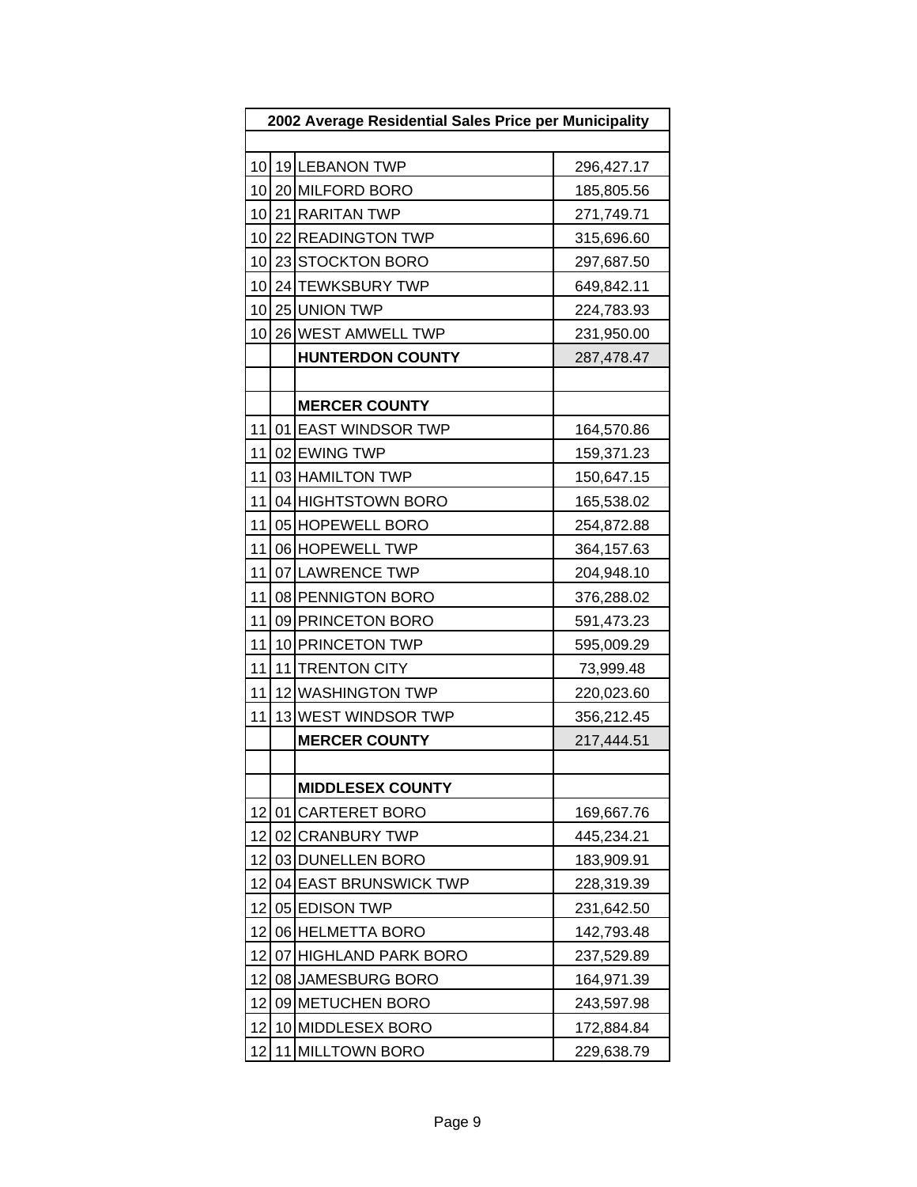| 2002 Average Residential Sales Price per Municipality | | | |
|---|---|---|---|
| | | | |
| 10 | 19 | LEBANON TWP | 296,427.17 |
| 10 | 20 | MILFORD BORO | 185,805.56 |
| 10 | 21 | RARITAN TWP | 271,749.71 |
| 10 | 22 | READINGTON TWP | 315,696.60 |
| 10 | 23 | STOCKTON BORO | 297,687.50 |
| 10 | 24 | TEWKSBURY TWP | 649,842.11 |
| 10 | 25 | UNION TWP | 224,783.93 |
| 10 | 26 | WEST AMWELL TWP | 231,950.00 |
| | | **HUNTERDON COUNTY** | 287,478.47 |
| | | | |
| | | **MERCER COUNTY** | |
| 11 | 01 | EAST WINDSOR TWP | 164,570.86 |
| 11 | 02 | EWING TWP | 159,371.23 |
| 11 | 03 | HAMILTON TWP | 150,647.15 |
| 11 | 04 | HIGHTSTOWN BORO | 165,538.02 |
| 11 | 05 | HOPEWELL BORO | 254,872.88 |
| 11 | 06 | HOPEWELL TWP | 364,157.63 |
| 11 | 07 | LAWRENCE TWP | 204,948.10 |
| 11 | 08 | PENNIGTON BORO | 376,288.02 |
| 11 | 09 | PRINCETON BORO | 591,473.23 |
| 11 | 10 | PRINCETON TWP | 595,009.29 |
| 11 | 11 | TRENTON CITY | 73,999.48 |
| 11 | 12 | WASHINGTON TWP | 220,023.60 |
| 11 | 13 | WEST WINDSOR TWP | 356,212.45 |
| | | **MERCER COUNTY** | 217,444.51 |
| | | | |
| | | **MIDDLESEX COUNTY** | |
| 12 | 01 | CARTERET BORO | 169,667.76 |
| 12 | 02 | CRANBURY TWP | 445,234.21 |
| 12 | 03 | DUNELLEN BORO | 183,909.91 |
| 12 | 04 | EAST BRUNSWICK TWP | 228,319.39 |
| 12 | 05 | EDISON TWP | 231,642.50 |
| 12 | 06 | HELMETTA BORO | 142,793.48 |
| 12 | 07 | HIGHLAND PARK BORO | 237,529.89 |
| 12 | 08 | JAMESBURG BORO | 164,971.39 |
| 12 | 09 | METUCHEN BORO | 243,597.98 |
| 12 | 10 | MIDDLESEX BORO | 172,884.84 |
| 12 | 11 | MILLTOWN BORO | 229,638.79 |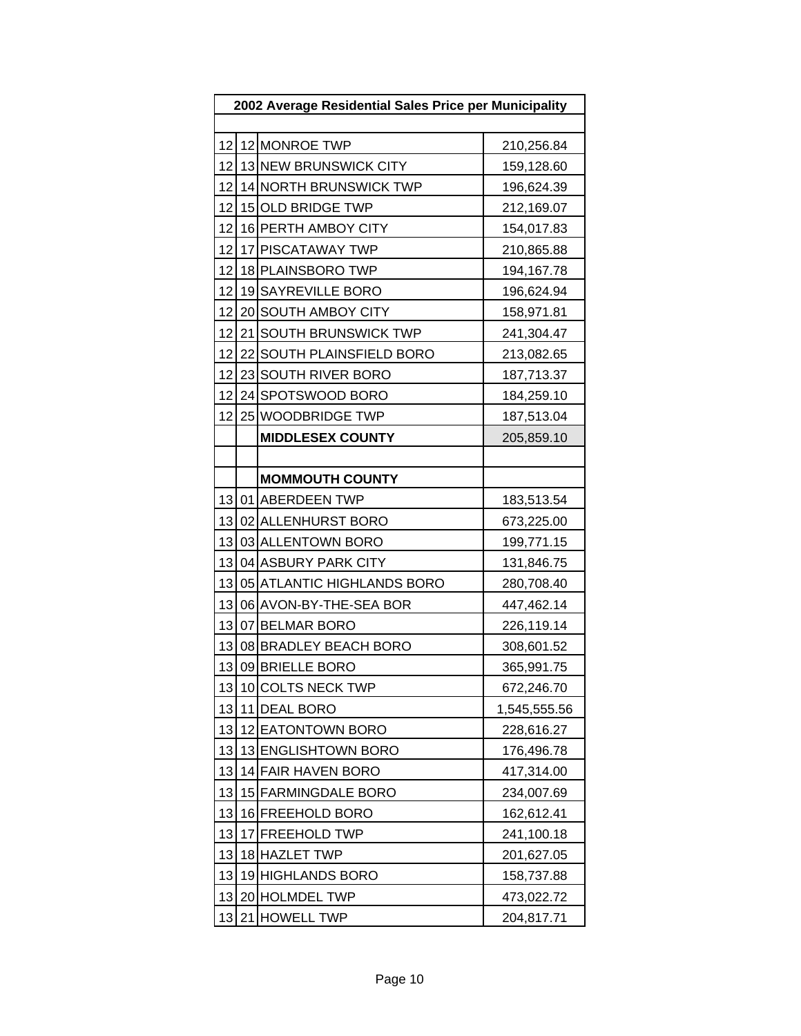| 2002 Average Residential Sales Price per Municipality | | | |
|---|---|---|---|
| | | | |
| 12 | 12 | MONROE TWP | 210,256.84 |
| 12 | 13 | NEW BRUNSWICK CITY | 159,128.60 |
| 12 | 14 | NORTH BRUNSWICK TWP | 196,624.39 |
| 12 | 15 | OLD BRIDGE TWP | 212,169.07 |
| 12 | 16 | PERTH AMBOY CITY | 154,017.83 |
| 12 | 17 | PISCATAWAY TWP | 210,865.88 |
| 12 | 18 | PLAINSBORO TWP | 194,167.78 |
| 12 | 19 | SAYREVILLE BORO | 196,624.94 |
| 12 | 20 | SOUTH AMBOY CITY | 158,971.81 |
| 12 | 21 | SOUTH BRUNSWICK TWP | 241,304.47 |
| 12 | 22 | SOUTH PLAINSFIELD BORO | 213,082.65 |
| 12 | 23 | SOUTH RIVER BORO | 187,713.37 |
| 12 | 24 | SPOTSWOOD BORO | 184,259.10 |
| 12 | 25 | WOODBRIDGE TWP | 187,513.04 |
| | | **MIDDLESEX COUNTY** | 205,859.10 |
| | | | |
| | | **MOMMOUTH COUNTY** | |
| 13 | 01 | ABERDEEN TWP | 183,513.54 |
| 13 | 02 | ALLENHURST BORO | 673,225.00 |
| 13 | 03 | ALLENTOWN BORO | 199,771.15 |
| 13 | 04 | ASBURY PARK CITY | 131,846.75 |
| 13 | 05 | ATLANTIC HIGHLANDS BORO | 280,708.40 |
| 13 | 06 | AVON-BY-THE-SEA BOR | 447,462.14 |
| 13 | 07 | BELMAR BORO | 226,119.14 |
| 13 | 08 | BRADLEY BEACH BORO | 308,601.52 |
| 13 | 09 | BRIELLE BORO | 365,991.75 |
| 13 | 10 | COLTS NECK TWP | 672,246.70 |
| 13 | 11 | DEAL BORO | 1,545,555.56 |
| 13 | 12 | EATONTOWN BORO | 228,616.27 |
| 13 | 13 | ENGLISHTOWN BORO | 176,496.78 |
| 13 | 14 | FAIR HAVEN BORO | 417,314.00 |
| 13 | 15 | FARMINGDALE BORO | 234,007.69 |
| 13 | 16 | FREEHOLD BORO | 162,612.41 |
| 13 | 17 | FREEHOLD TWP | 241,100.18 |
| 13 | 18 | HAZLET TWP | 201,627.05 |
| 13 | 19 | HIGHLANDS BORO | 158,737.88 |
| 13 | 20 | HOLMDEL TWP | 473,022.72 |
| 13 | 21 | HOWELL TWP | 204,817.71 |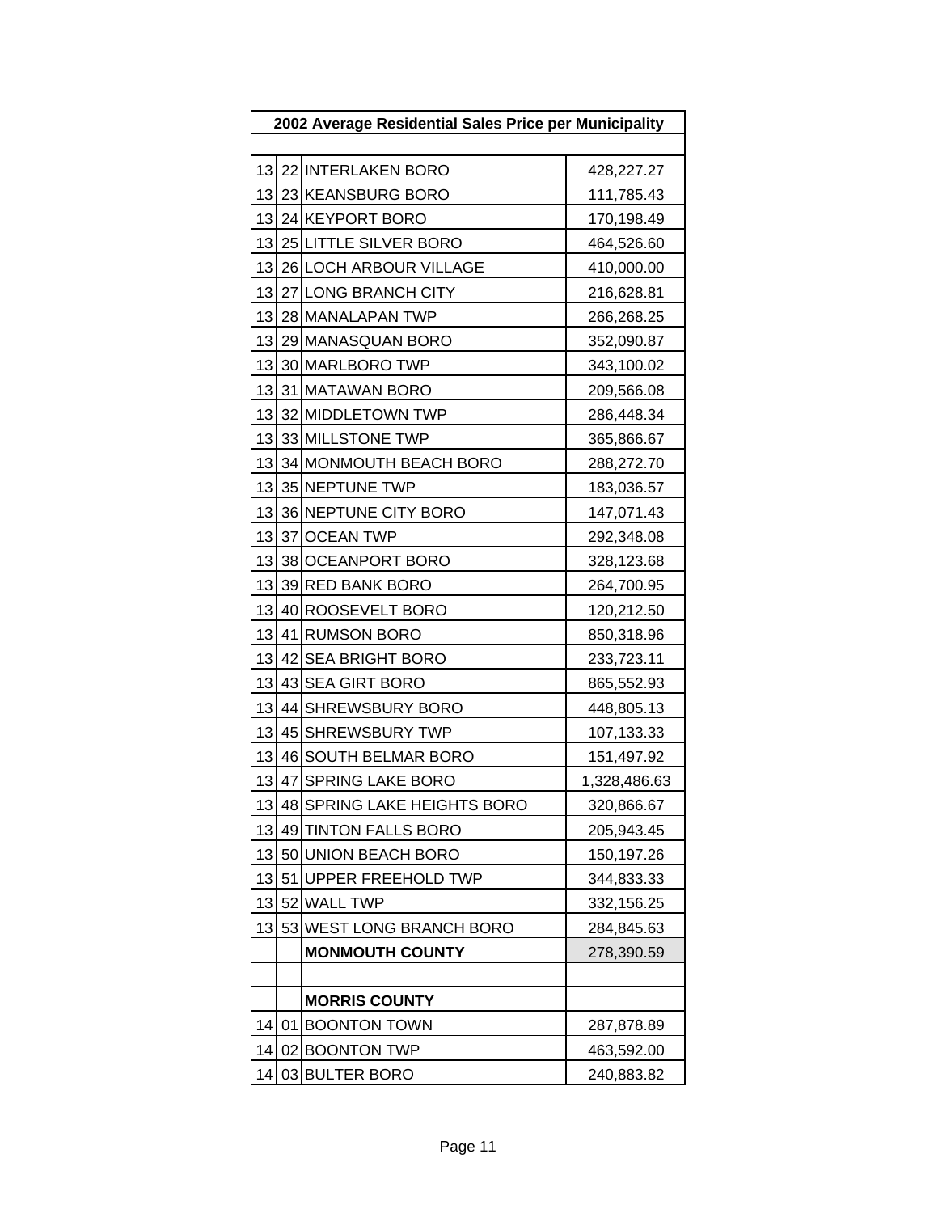| 2002 Average Residential Sales Price per Municipality | | | |
|---|---|---|---|
| | | | |
| 13 | 22 | INTERLAKEN BORO | 428,227.27 |
| 13 | 23 | KEANSBURG BORO | 111,785.43 |
| 13 | 24 | KEYPORT BORO | 170,198.49 |
| 13 | 25 | LITTLE SILVER BORO | 464,526.60 |
| 13 | 26 | LOCH ARBOUR VILLAGE | 410,000.00 |
| 13 | 27 | LONG BRANCH CITY | 216,628.81 |
| 13 | 28 | MANALAPAN TWP | 266,268.25 |
| 13 | 29 | MANASQUAN BORO | 352,090.87 |
| 13 | 30 | MARLBORO TWP | 343,100.02 |
| 13 | 31 | MATAWAN BORO | 209,566.08 |
| 13 | 32 | MIDDLETOWN TWP | 286,448.34 |
| 13 | 33 | MILLSTONE TWP | 365,866.67 |
| 13 | 34 | MONMOUTH BEACH BORO | 288,272.70 |
| 13 | 35 | NEPTUNE TWP | 183,036.57 |
| 13 | 36 | NEPTUNE CITY BORO | 147,071.43 |
| 13 | 37 | OCEAN TWP | 292,348.08 |
| 13 | 38 | OCEANPORT BORO | 328,123.68 |
| 13 | 39 | RED BANK BORO | 264,700.95 |
| 13 | 40 | ROOSEVELT BORO | 120,212.50 |
| 13 | 41 | RUMSON BORO | 850,318.96 |
| 13 | 42 | SEA BRIGHT BORO | 233,723.11 |
| 13 | 43 | SEA GIRT BORO | 865,552.93 |
| 13 | 44 | SHREWSBURY BORO | 448,805.13 |
| 13 | 45 | SHREWSBURY TWP | 107,133.33 |
| 13 | 46 | SOUTH BELMAR BORO | 151,497.92 |
| 13 | 47 | SPRING LAKE BORO | 1,328,486.63 |
| 13 | 48 | SPRING LAKE HEIGHTS BORO | 320,866.67 |
| 13 | 49 | TINTON FALLS BORO | 205,943.45 |
| 13 | 50 | UNION BEACH BORO | 150,197.26 |
| 13 | 51 | UPPER FREEHOLD TWP | 344,833.33 |
| 13 | 52 | WALL TWP | 332,156.25 |
| 13 | 53 | WEST LONG BRANCH BORO | 284,845.63 |
| | | **MONMOUTH COUNTY** | 278,390.59 |
| | | | |
| | | **MORRIS COUNTY** | |
| 14 | 01 | BOONTON TOWN | 287,878.89 |
| 14 | 02 | BOONTON TWP | 463,592.00 |
| 14 | 03 | BULTER BORO | 240,883.82 |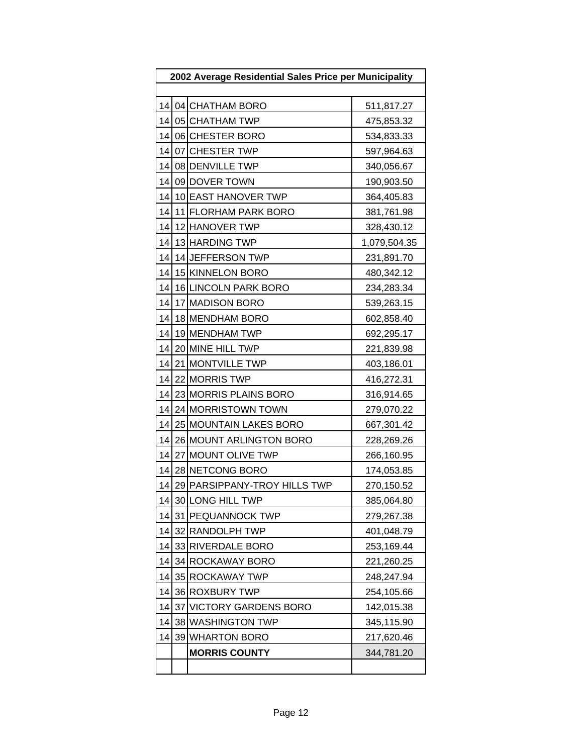## 2002 Average Residential Sales Price per Municipality

| | | | |
|---|---|---|---|
| 14 | 04 | CHATHAM BORO | 511,817.27 |
| 14 | 05 | CHATHAM TWP | 475,853.32 |
| 14 | 06 | CHESTER BORO | 534,833.33 |
| 14 | 07 | CHESTER TWP | 597,964.63 |
| 14 | 08 | DENVILLE TWP | 340,056.67 |
| 14 | 09 | DOVER TOWN | 190,903.50 |
| 14 | 10 | EAST HANOVER TWP | 364,405.83 |
| 14 | 11 | FLORHAM PARK BORO | 381,761.98 |
| 14 | 12 | HANOVER TWP | 328,430.12 |
| 14 | 13 | HARDING TWP | 1,079,504.35 |
| 14 | 14 | JEFFERSON TWP | 231,891.70 |
| 14 | 15 | KINNELON BORO | 480,342.12 |
| 14 | 16 | LINCOLN PARK BORO | 234,283.34 |
| 14 | 17 | MADISON BORO | 539,263.15 |
| 14 | 18 | MENDHAM BORO | 602,858.40 |
| 14 | 19 | MENDHAM TWP | 692,295.17 |
| 14 | 20 | MINE HILL TWP | 221,839.98 |
| 14 | 21 | MONTVILLE TWP | 403,186.01 |
| 14 | 22 | MORRIS TWP | 416,272.31 |
| 14 | 23 | MORRIS PLAINS BORO | 316,914.65 |
| 14 | 24 | MORRISTOWN TOWN | 279,070.22 |
| 14 | 25 | MOUNTAIN LAKES BORO | 667,301.42 |
| 14 | 26 | MOUNT ARLINGTON BORO | 228,269.26 |
| 14 | 27 | MOUNT OLIVE TWP | 266,160.95 |
| 14 | 28 | NETCONG BORO | 174,053.85 |
| 14 | 29 | PARSIPPANY-TROY HILLS TWP | 270,150.52 |
| 14 | 30 | LONG HILL TWP | 385,064.80 |
| 14 | 31 | PEQUANNOCK TWP | 279,267.38 |
| 14 | 32 | RANDOLPH TWP | 401,048.79 |
| 14 | 33 | RIVERDALE BORO | 253,169.44 |
| 14 | 34 | ROCKAWAY BORO | 221,260.25 |
| 14 | 35 | ROCKAWAY TWP | 248,247.94 |
| 14 | 36 | ROXBURY TWP | 254,105.66 |
| 14 | 37 | VICTORY GARDENS BORO | 142,015.38 |
| 14 | 38 | WASHINGTON TWP | 345,115.90 |
| 14 | 39 | WHARTON BORO | 217,620.46 |
| | | **MORRIS COUNTY** | 344,781.20 |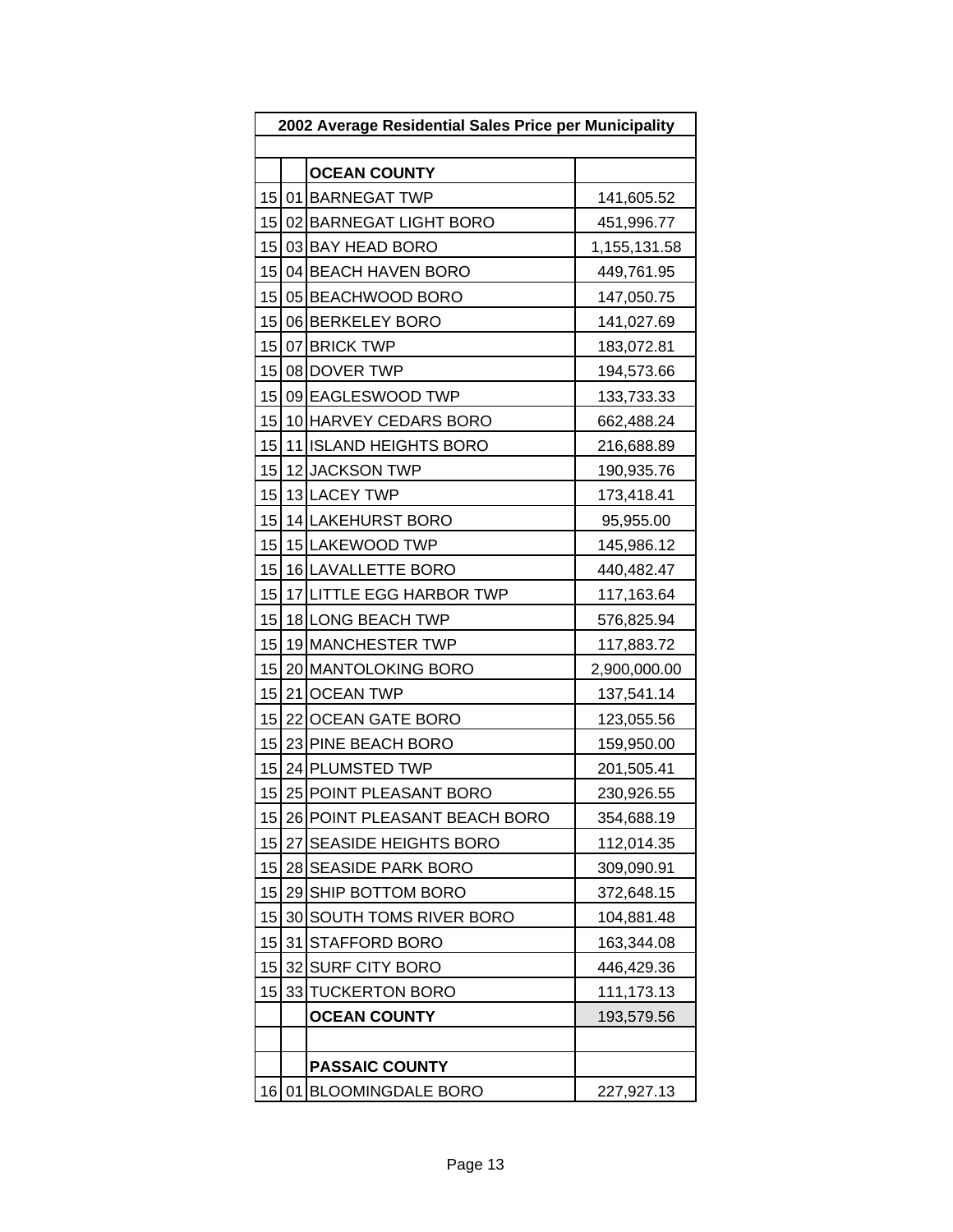| 2002 Average Residential Sales Price per Municipality | | | |
|---|---|---|---|
| | | | |
| | | **OCEAN COUNTY** | |
| 15 | 01 | BARNEGAT TWP | 141,605.52 |
| 15 | 02 | BARNEGAT LIGHT BORO | 451,996.77 |
| 15 | 03 | BAY HEAD BORO | 1,155,131.58 |
| 15 | 04 | BEACH HAVEN BORO | 449,761.95 |
| 15 | 05 | BEACHWOOD BORO | 147,050.75 |
| 15 | 06 | BERKELEY BORO | 141,027.69 |
| 15 | 07 | BRICK TWP | 183,072.81 |
| 15 | 08 | DOVER TWP | 194,573.66 |
| 15 | 09 | EAGLESWOOD TWP | 133,733.33 |
| 15 | 10 | HARVEY CEDARS BORO | 662,488.24 |
| 15 | 11 | ISLAND HEIGHTS BORO | 216,688.89 |
| 15 | 12 | JACKSON TWP | 190,935.76 |
| 15 | 13 | LACEY TWP | 173,418.41 |
| 15 | 14 | LAKEHURST BORO | 95,955.00 |
| 15 | 15 | LAKEWOOD TWP | 145,986.12 |
| 15 | 16 | LAVALLETTE BORO | 440,482.47 |
| 15 | 17 | LITTLE EGG HARBOR TWP | 117,163.64 |
| 15 | 18 | LONG BEACH TWP | 576,825.94 |
| 15 | 19 | MANCHESTER TWP | 117,883.72 |
| 15 | 20 | MANTOLOKING BORO | 2,900,000.00 |
| 15 | 21 | OCEAN TWP | 137,541.14 |
| 15 | 22 | OCEAN GATE BORO | 123,055.56 |
| 15 | 23 | PINE BEACH BORO | 159,950.00 |
| 15 | 24 | PLUMSTED TWP | 201,505.41 |
| 15 | 25 | POINT PLEASANT BORO | 230,926.55 |
| 15 | 26 | POINT PLEASANT BEACH BORO | 354,688.19 |
| 15 | 27 | SEASIDE HEIGHTS BORO | 112,014.35 |
| 15 | 28 | SEASIDE PARK BORO | 309,090.91 |
| 15 | 29 | SHIP BOTTOM BORO | 372,648.15 |
| 15 | 30 | SOUTH TOMS RIVER BORO | 104,881.48 |
| 15 | 31 | STAFFORD BORO | 163,344.08 |
| 15 | 32 | SURF CITY BORO | 446,429.36 |
| 15 | 33 | TUCKERTON BORO | 111,173.13 |
| | | **OCEAN COUNTY** | 193,579.56 |
| | | | |
| | | **PASSAIC COUNTY** | |
| 16 | 01 | BLOOMINGDALE BORO | 227,927.13 |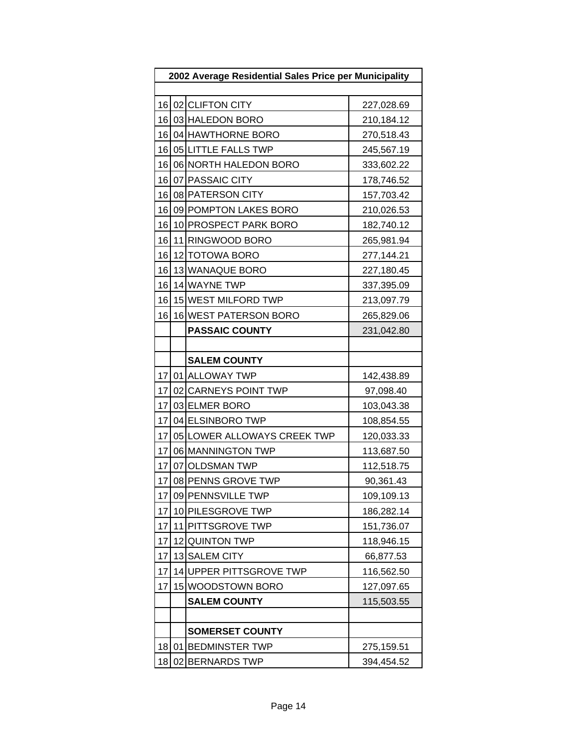| 2002 Average Residential Sales Price per Municipality | | | |
|---|---|---|---|
| | | | |
| 16 | 02 | CLIFTON CITY | 227,028.69 |
| 16 | 03 | HALEDON BORO | 210,184.12 |
| 16 | 04 | HAWTHORNE BORO | 270,518.43 |
| 16 | 05 | LITTLE FALLS TWP | 245,567.19 |
| 16 | 06 | NORTH HALEDON BORO | 333,602.22 |
| 16 | 07 | PASSAIC CITY | 178,746.52 |
| 16 | 08 | PATERSON CITY | 157,703.42 |
| 16 | 09 | POMPTON LAKES BORO | 210,026.53 |
| 16 | 10 | PROSPECT PARK BORO | 182,740.12 |
| 16 | 11 | RINGWOOD BORO | 265,981.94 |
| 16 | 12 | TOTOWA BORO | 277,144.21 |
| 16 | 13 | WANAQUE BORO | 227,180.45 |
| 16 | 14 | WAYNE TWP | 337,395.09 |
| 16 | 15 | WEST MILFORD TWP | 213,097.79 |
| 16 | 16 | WEST PATERSON BORO | 265,829.06 |
| | | **PASSAIC COUNTY** | 231,042.80 |
| | | | |
| | | **SALEM COUNTY** | |
| 17 | 01 | ALLOWAY TWP | 142,438.89 |
| 17 | 02 | CARNEYS POINT TWP | 97,098.40 |
| 17 | 03 | ELMER BORO | 103,043.38 |
| 17 | 04 | ELSINBORO TWP | 108,854.55 |
| 17 | 05 | LOWER ALLOWAYS CREEK TWP | 120,033.33 |
| 17 | 06 | MANNINGTON TWP | 113,687.50 |
| 17 | 07 | OLDSMAN TWP | 112,518.75 |
| 17 | 08 | PENNS GROVE TWP | 90,361.43 |
| 17 | 09 | PENNSVILLE TWP | 109,109.13 |
| 17 | 10 | PILESGROVE TWP | 186,282.14 |
| 17 | 11 | PITTSGROVE TWP | 151,736.07 |
| 17 | 12 | QUINTON TWP | 118,946.15 |
| 17 | 13 | SALEM CITY | 66,877.53 |
| 17 | 14 | UPPER PITTSGROVE TWP | 116,562.50 |
| 17 | 15 | WOODSTOWN BORO | 127,097.65 |
| | | **SALEM COUNTY** | 115,503.55 |
| | | | |
| | | **SOMERSET COUNTY** | |
| 18 | 01 | BEDMINSTER TWP | 275,159.51 |
| 18 | 02 | BERNARDS TWP | 394,454.52 |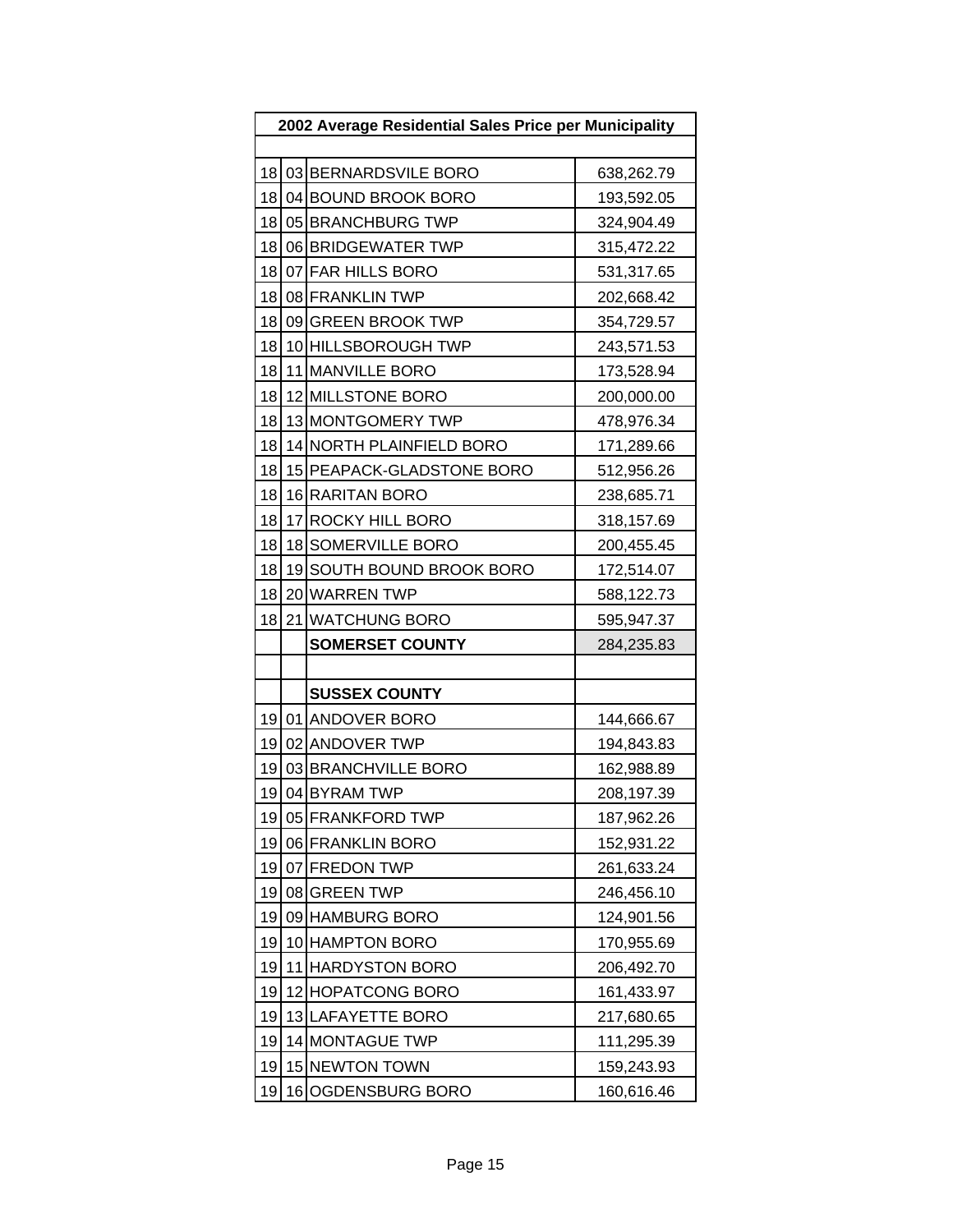| 2002 Average Residential Sales Price per Municipality | | | |
|---|---|---|---|
| | | | |
| 18 | 03 | BERNARDSVILE BORO | 638,262.79 |
| 18 | 04 | BOUND BROOK BORO | 193,592.05 |
| 18 | 05 | BRANCHBURG TWP | 324,904.49 |
| 18 | 06 | BRIDGEWATER TWP | 315,472.22 |
| 18 | 07 | FAR HILLS BORO | 531,317.65 |
| 18 | 08 | FRANKLIN TWP | 202,668.42 |
| 18 | 09 | GREEN BROOK TWP | 354,729.57 |
| 18 | 10 | HILLSBOROUGH TWP | 243,571.53 |
| 18 | 11 | MANVILLE BORO | 173,528.94 |
| 18 | 12 | MILLSTONE BORO | 200,000.00 |
| 18 | 13 | MONTGOMERY TWP | 478,976.34 |
| 18 | 14 | NORTH PLAINFIELD BORO | 171,289.66 |
| 18 | 15 | PEAPACK-GLADSTONE BORO | 512,956.26 |
| 18 | 16 | RARITAN BORO | 238,685.71 |
| 18 | 17 | ROCKY HILL BORO | 318,157.69 |
| 18 | 18 | SOMERVILLE BORO | 200,455.45 |
| 18 | 19 | SOUTH BOUND BROOK BORO | 172,514.07 |
| 18 | 20 | WARREN TWP | 588,122.73 |
| 18 | 21 | WATCHUNG BORO | 595,947.37 |
| | | **SOMERSET COUNTY** | 284,235.83 |
| | | | |
| | | **SUSSEX COUNTY** | |
| 19 | 01 | ANDOVER BORO | 144,666.67 |
| 19 | 02 | ANDOVER TWP | 194,843.83 |
| 19 | 03 | BRANCHVILLE BORO | 162,988.89 |
| 19 | 04 | BYRAM TWP | 208,197.39 |
| 19 | 05 | FRANKFORD TWP | 187,962.26 |
| 19 | 06 | FRANKLIN BORO | 152,931.22 |
| 19 | 07 | FREDON TWP | 261,633.24 |
| 19 | 08 | GREEN TWP | 246,456.10 |
| 19 | 09 | HAMBURG BORO | 124,901.56 |
| 19 | 10 | HAMPTON BORO | 170,955.69 |
| 19 | 11 | HARDYSTON BORO | 206,492.70 |
| 19 | 12 | HOPATCONG BORO | 161,433.97 |
| 19 | 13 | LAFAYETTE BORO | 217,680.65 |
| 19 | 14 | MONTAGUE TWP | 111,295.39 |
| 19 | 15 | NEWTON TOWN | 159,243.93 |
| 19 | 16 | OGDENSBURG BORO | 160,616.46 |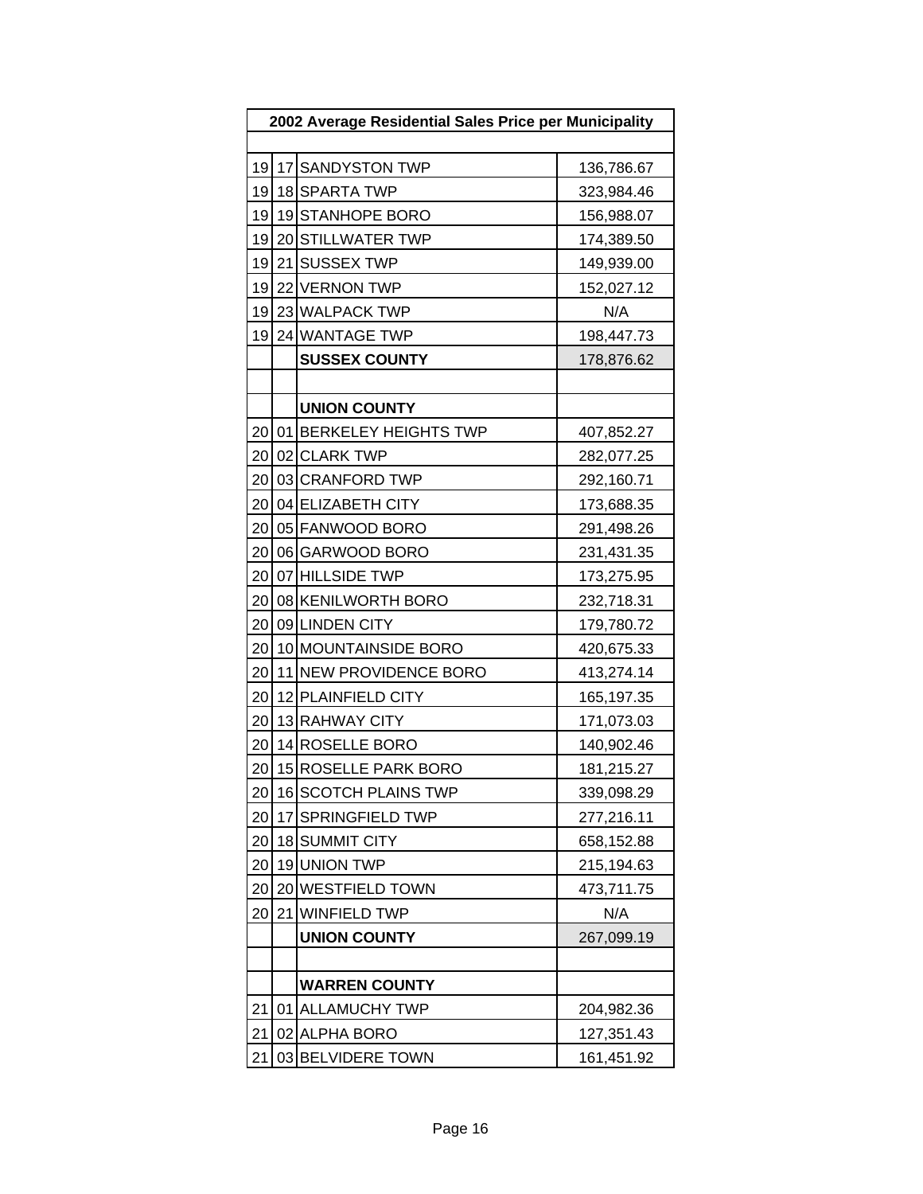| 2002 Average Residential Sales Price per Municipality | | | |
|---|---|---|---|
| | | | |
| 19 | 17 | SANDYSTON TWP | 136,786.67 |
| 19 | 18 | SPARTA TWP | 323,984.46 |
| 19 | 19 | STANHOPE BORO | 156,988.07 |
| 19 | 20 | STILLWATER TWP | 174,389.50 |
| 19 | 21 | SUSSEX TWP | 149,939.00 |
| 19 | 22 | VERNON TWP | 152,027.12 |
| 19 | 23 | WALPACK TWP | N/A |
| 19 | 24 | WANTAGE TWP | 198,447.73 |
| | | **SUSSEX COUNTY** | 178,876.62 |
| | | | |
| | | **UNION COUNTY** | |
| 20 | 01 | BERKELEY HEIGHTS TWP | 407,852.27 |
| 20 | 02 | CLARK TWP | 282,077.25 |
| 20 | 03 | CRANFORD TWP | 292,160.71 |
| 20 | 04 | ELIZABETH CITY | 173,688.35 |
| 20 | 05 | FANWOOD BORO | 291,498.26 |
| 20 | 06 | GARWOOD BORO | 231,431.35 |
| 20 | 07 | HILLSIDE TWP | 173,275.95 |
| 20 | 08 | KENILWORTH BORO | 232,718.31 |
| 20 | 09 | LINDEN CITY | 179,780.72 |
| 20 | 10 | MOUNTAINSIDE BORO | 420,675.33 |
| 20 | 11 | NEW PROVIDENCE BORO | 413,274.14 |
| 20 | 12 | PLAINFIELD CITY | 165,197.35 |
| 20 | 13 | RAHWAY CITY | 171,073.03 |
| 20 | 14 | ROSELLE BORO | 140,902.46 |
| 20 | 15 | ROSELLE PARK BORO | 181,215.27 |
| 20 | 16 | SCOTCH PLAINS TWP | 339,098.29 |
| 20 | 17 | SPRINGFIELD TWP | 277,216.11 |
| 20 | 18 | SUMMIT CITY | 658,152.88 |
| 20 | 19 | UNION TWP | 215,194.63 |
| 20 | 20 | WESTFIELD TOWN | 473,711.75 |
| 20 | 21 | WINFIELD TWP | N/A |
| | | **UNION COUNTY** | 267,099.19 |
| | | | |
| | | **WARREN COUNTY** | |
| 21 | 01 | ALLAMUCHY TWP | 204,982.36 |
| 21 | 02 | ALPHA BORO | 127,351.43 |
| 21 | 03 | BELVIDERE TOWN | 161,451.92 |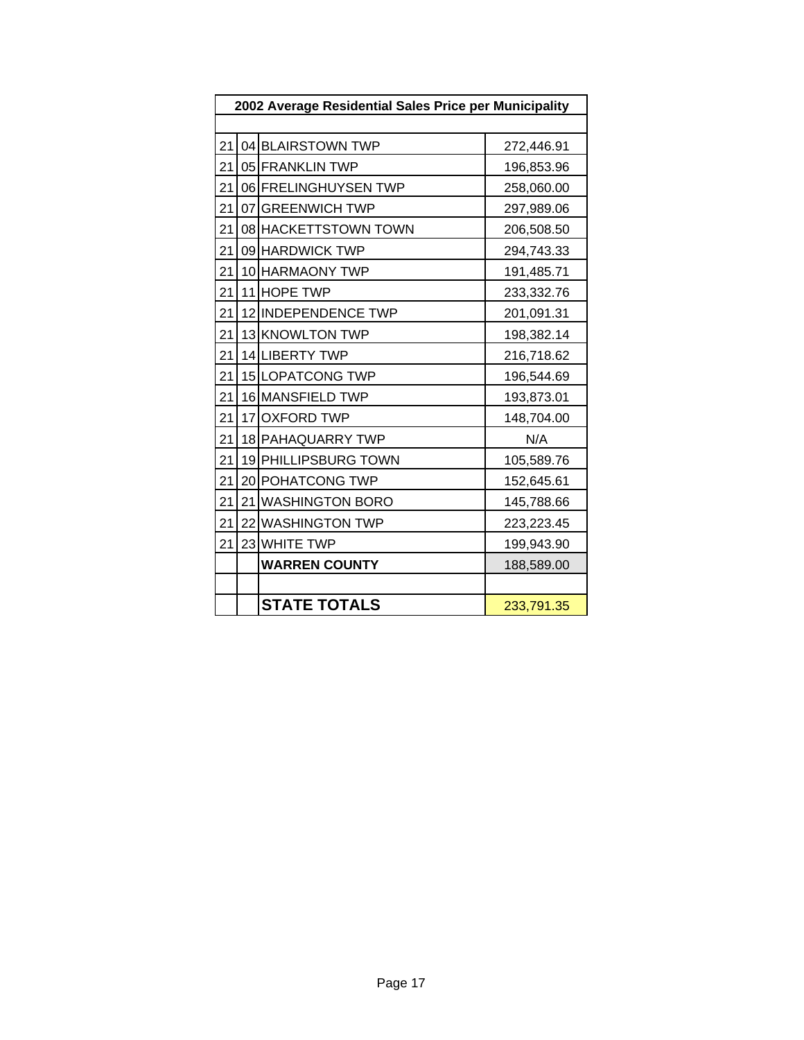| 2002 Average Residential Sales Price per Municipality | | | |
|---|---|---|---|
| | | | |
| 21 | 04 | BLAIRSTOWN TWP | 272,446.91 |
| 21 | 05 | FRANKLIN TWP | 196,853.96 |
| 21 | 06 | FRELINGHUYSEN TWP | 258,060.00 |
| 21 | 07 | GREENWICH TWP | 297,989.06 |
| 21 | 08 | HACKETTSTOWN TOWN | 206,508.50 |
| 21 | 09 | HARDWICK TWP | 294,743.33 |
| 21 | 10 | HARMAONY TWP | 191,485.71 |
| 21 | 11 | HOPE TWP | 233,332.76 |
| 21 | 12 | INDEPENDENCE TWP | 201,091.31 |
| 21 | 13 | KNOWLTON TWP | 198,382.14 |
| 21 | 14 | LIBERTY TWP | 216,718.62 |
| 21 | 15 | LOPATCONG TWP | 196,544.69 |
| 21 | 16 | MANSFIELD TWP | 193,873.01 |
| 21 | 17 | OXFORD TWP | 148,704.00 |
| 21 | 18 | PAHAQUARRY TWP | N/A |
| 21 | 19 | PHILLIPSBURG TOWN | 105,589.76 |
| 21 | 20 | POHATCONG TWP | 152,645.61 |
| 21 | 21 | WASHINGTON BORO | 145,788.66 |
| 21 | 22 | WASHINGTON TWP | 223,223.45 |
| 21 | 23 | WHITE TWP | 199,943.90 |
| | | **WARREN COUNTY** | 188,589.00 |
| | | | |
| | | **STATE TOTALS** | 233,791.35 |